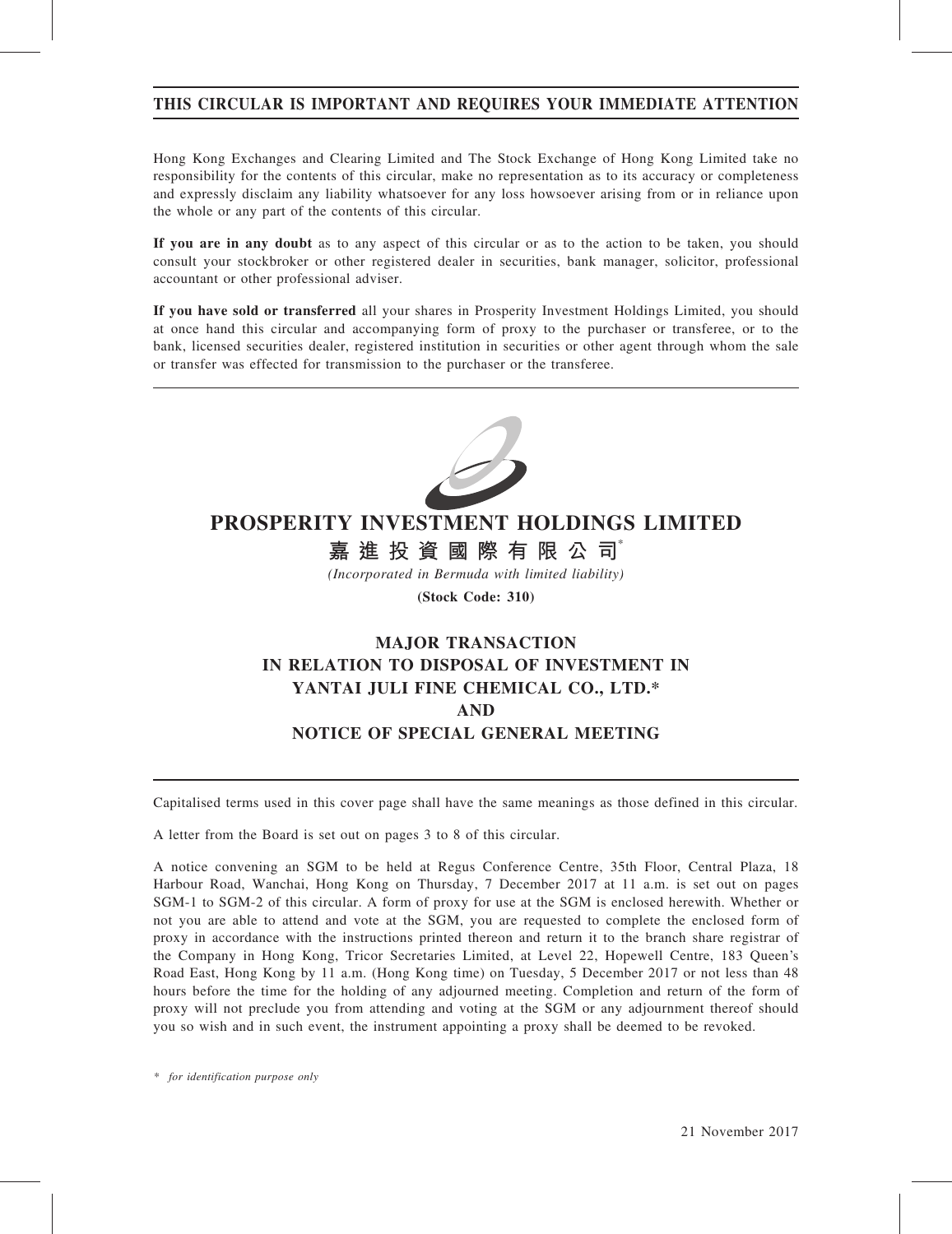**THIS CIRCULAR IS IMPORTANT AND REQUIRES YOUR IMMEDIATE ATTENTION**

Hong Kong Exchanges and Clearing Limited and The Stock Exchange of Hong Kong Limited take no responsibility for the contents of this circular, make no representation as to its accuracy or completeness and expressly disclaim any liability whatsoever for any loss howsoever arising from or in reliance upon the whole or any part of the contents of this circular.

**If you are in any doubt** as to any aspect of this circular or as to the action to be taken, you should consult your stockbroker or other registered dealer in securities, bank manager, solicitor, professional accountant or other professional adviser.

**If you have sold or transferred** all your shares in Prosperity Investment Holdings Limited, you should at once hand this circular and accompanying form of proxy to the purchaser or transferee, or to the bank, licensed securities dealer, registered institution in securities or other agent through whom the sale or transfer was effected for transmission to the purchaser or the transferee.

# PROSPERITY INVESTMENT HOLDINGS LIMITED

# 嘉進投資國際有限公司*

*(Incorporated in Bermuda with limited liability)*

**(Stock Code: 310)**

## MAJOR TRANSACTION IN RELATION TO DISPOSAL OF INVESTMENT IN YANTAI JULI FINE CHEMICAL CO., LTD.* AND NOTICE OF SPECIAL GENERAL MEETING

Capitalised terms used in this cover page shall have the same meanings as those defined in this circular.

A letter from the Board is set out on pages 3 to 8 of this circular.

A notice convening an SGM to be held at Regus Conference Centre, 35th Floor, Central Plaza, 18 Harbour Road, Wanchai, Hong Kong on Thursday, 7 December 2017 at 11 a.m. is set out on pages SGM-1 to SGM-2 of this circular. A form of proxy for use at the SGM is enclosed herewith. Whether or not you are able to attend and vote at the SGM, you are requested to complete the enclosed form of proxy in accordance with the instructions printed thereon and return it to the branch share registrar of the Company in Hong Kong, Tricor Secretaries Limited, at Level 22, Hopewell Centre, 183 Queen's Road East, Hong Kong by 11 a.m. (Hong Kong time) on Tuesday, 5 December 2017 or not less than 48 hours before the time for the holding of any adjourned meeting. Completion and return of the form of proxy will not preclude you from attending and voting at the SGM or any adjournment thereof should you so wish and in such event, the instrument appointing a proxy shall be deemed to be revoked.

\* *for identification purpose only*

21 November 2017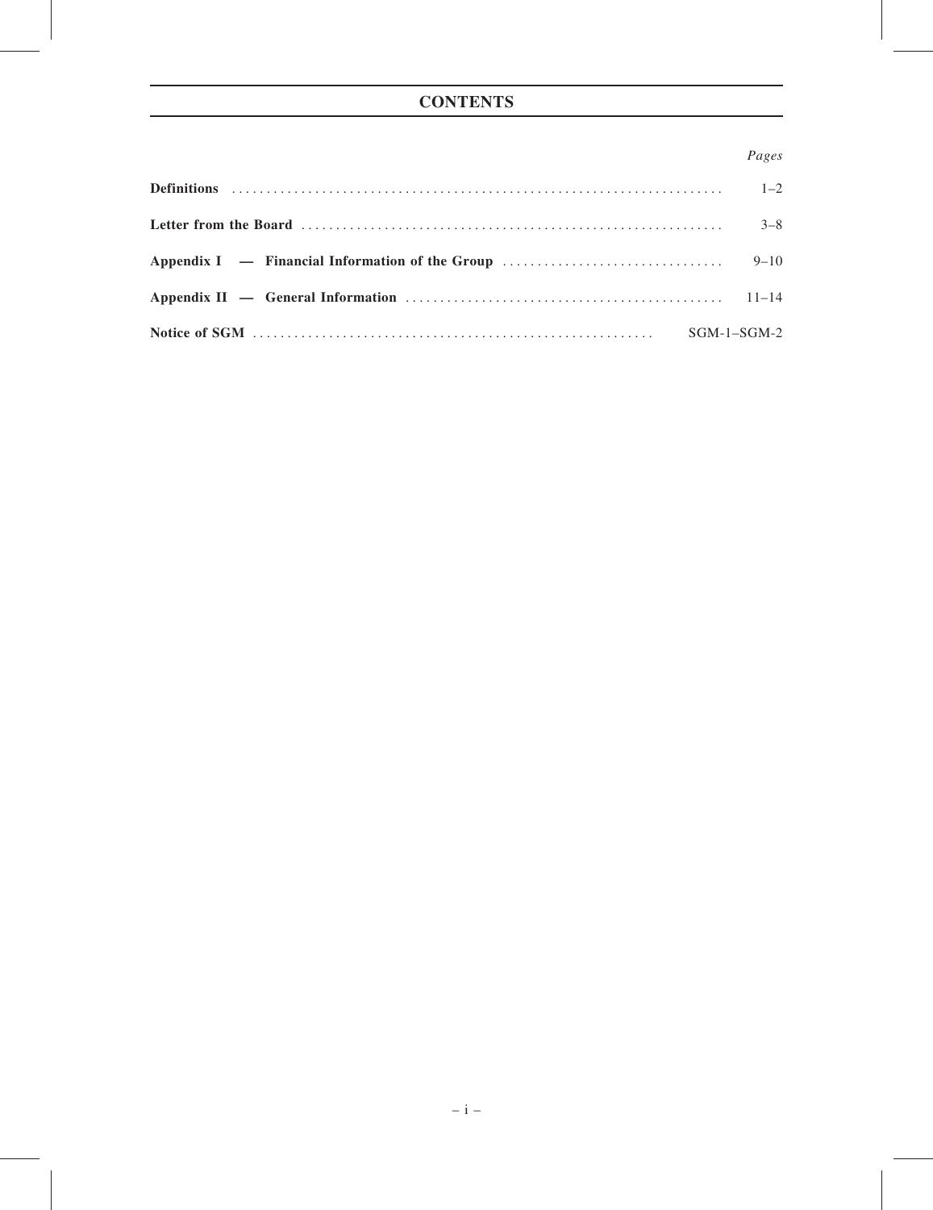# CONTENTS

| | *Pages* |
|---|---|
| **Definitions** | 1–2 |
| **Letter from the Board** | 3–8 |
| **Appendix I — Financial Information of the Group** | 9–10 |
| **Appendix II — General Information** | 11–14 |
| **Notice of SGM** | SGM-1–SGM-2 |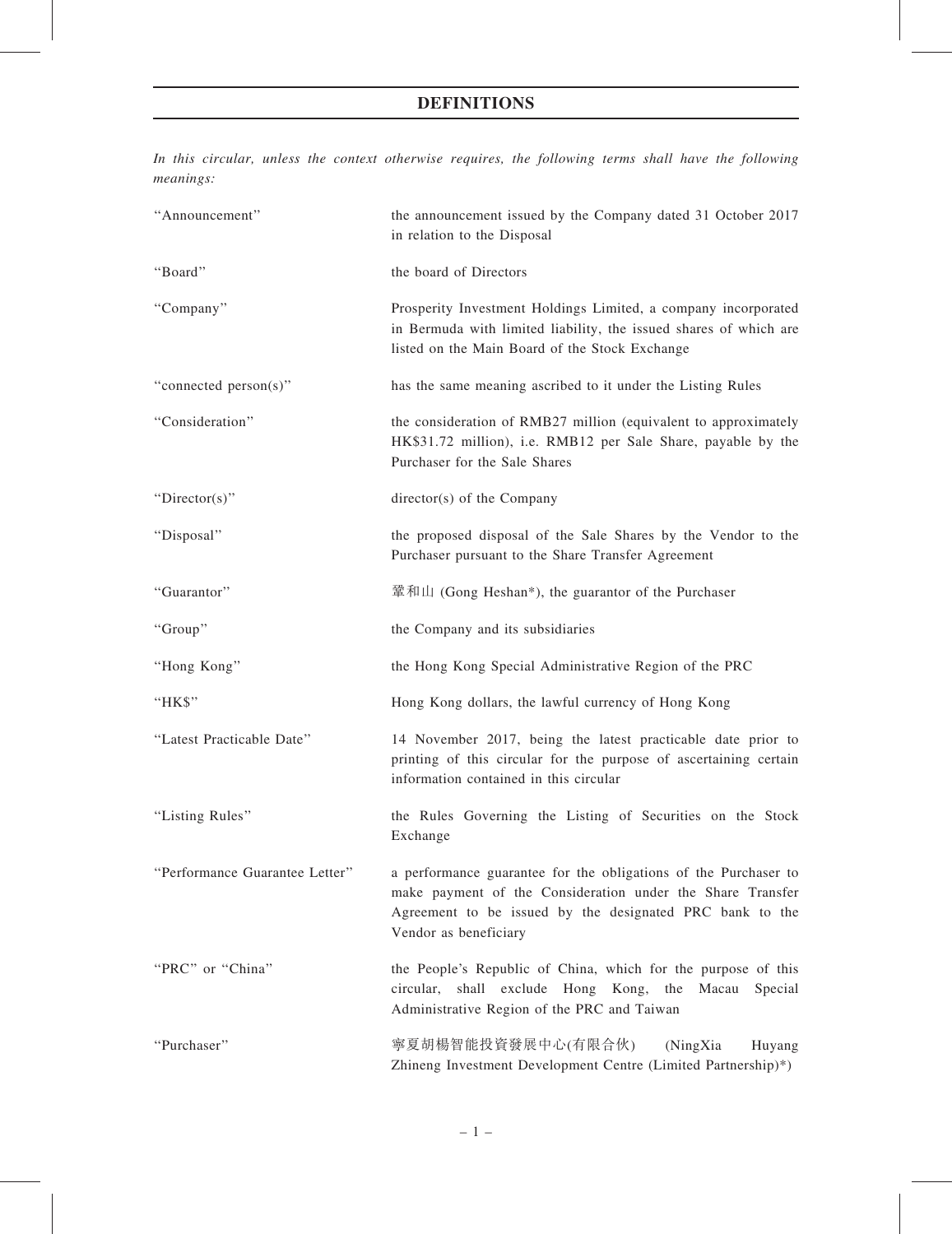# DEFINITIONS

*In this circular, unless the context otherwise requires, the following terms shall have the following meanings:*

| | |
|---|---|
| "Announcement" | the announcement issued by the Company dated 31 October 2017 in relation to the Disposal |
| "Board" | the board of Directors |
| "Company" | Prosperity Investment Holdings Limited, a company incorporated in Bermuda with limited liability, the issued shares of which are listed on the Main Board of the Stock Exchange |
| "connected person(s)" | has the same meaning ascribed to it under the Listing Rules |
| "Consideration" | the consideration of RMB27 million (equivalent to approximately HK$31.72 million), i.e. RMB12 per Sale Share, payable by the Purchaser for the Sale Shares |
| "Director(s)" | director(s) of the Company |
| "Disposal" | the proposed disposal of the Sale Shares by the Vendor to the Purchaser pursuant to the Share Transfer Agreement |
| "Guarantor" | 鞏和山 (Gong Heshan*), the guarantor of the Purchaser |
| "Group" | the Company and its subsidiaries |
| "Hong Kong" | the Hong Kong Special Administrative Region of the PRC |
| "HK$" | Hong Kong dollars, the lawful currency of Hong Kong |
| "Latest Practicable Date" | 14 November 2017, being the latest practicable date prior to printing of this circular for the purpose of ascertaining certain information contained in this circular |
| "Listing Rules" | the Rules Governing the Listing of Securities on the Stock Exchange |
| "Performance Guarantee Letter" | a performance guarantee for the obligations of the Purchaser to make payment of the Consideration under the Share Transfer Agreement to be issued by the designated PRC bank to the Vendor as beneficiary |
| "PRC" or "China" | the People's Republic of China, which for the purpose of this circular, shall exclude Hong Kong, the Macau Special Administrative Region of the PRC and Taiwan |
| "Purchaser" | 寧夏胡楊智能投資發展中心(有限合伙) (NingXia Huyang Zhineng Investment Development Centre (Limited Partnership)*) |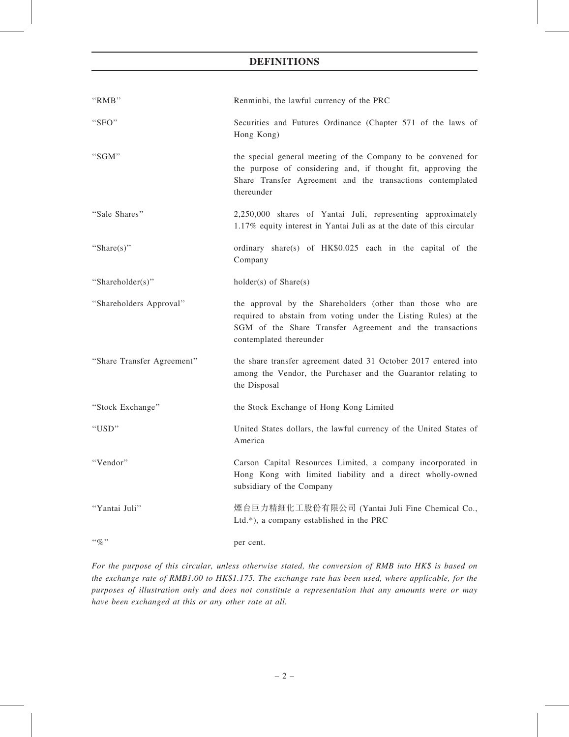# DEFINITIONS

| | |
|---|---|
| "RMB" | Renminbi, the lawful currency of the PRC |
| "SFO" | Securities and Futures Ordinance (Chapter 571 of the laws of Hong Kong) |
| "SGM" | the special general meeting of the Company to be convened for the purpose of considering and, if thought fit, approving the Share Transfer Agreement and the transactions contemplated thereunder |
| "Sale Shares" | 2,250,000 shares of Yantai Juli, representing approximately 1.17% equity interest in Yantai Juli as at the date of this circular |
| "Share(s)" | ordinary share(s) of HK$0.025 each in the capital of the Company |
| "Shareholder(s)" | holder(s) of Share(s) |
| "Shareholders Approval" | the approval by the Shareholders (other than those who are required to abstain from voting under the Listing Rules) at the SGM of the Share Transfer Agreement and the transactions contemplated thereunder |
| "Share Transfer Agreement" | the share transfer agreement dated 31 October 2017 entered into among the Vendor, the Purchaser and the Guarantor relating to the Disposal |
| "Stock Exchange" | the Stock Exchange of Hong Kong Limited |
| "USD" | United States dollars, the lawful currency of the United States of America |
| "Vendor" | Carson Capital Resources Limited, a company incorporated in Hong Kong with limited liability and a direct wholly-owned subsidiary of the Company |
| "Yantai Juli" | 煙台巨力精細化工股份有限公司 (Yantai Juli Fine Chemical Co., Ltd.*), a company established in the PRC |
| "%" | per cent. |

*For the purpose of this circular, unless otherwise stated, the conversion of RMB into HK$ is based on the exchange rate of RMB1.00 to HK$1.175. The exchange rate has been used, where applicable, for the purposes of illustration only and does not constitute a representation that any amounts were or may have been exchanged at this or any other rate at all.*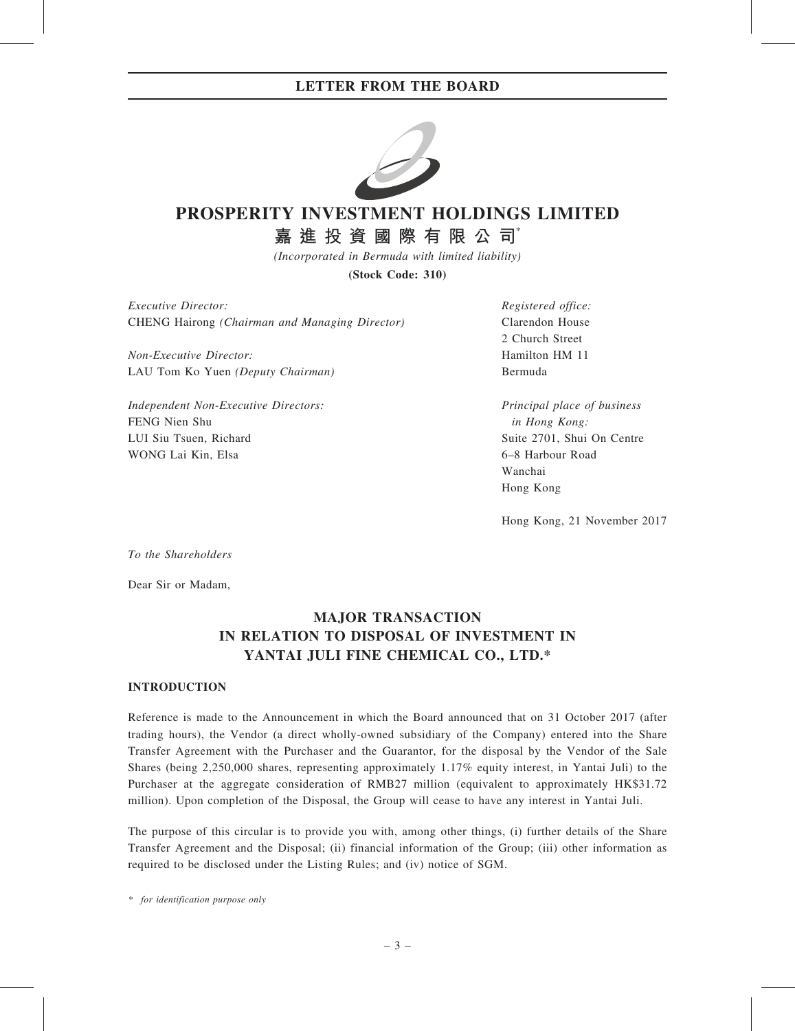# PROSPERITY INVESTMENT HOLDINGS LIMITED

**嘉 進 投 資 國 際 有 限 公 司**\*

*(Incorporated in Bermuda with limited liability)*

**(Stock Code: 310)**

*Executive Director:*
CHENG Hairong *(Chairman and Managing Director)*

*Non-Executive Director:*
LAU Tom Ko Yuen *(Deputy Chairman)*

*Independent Non-Executive Directors:*
FENG Nien Shu
LUI Siu Tsuen, Richard
WONG Lai Kin, Elsa

*Registered office:*
Clarendon House
2 Church Street
Hamilton HM 11
Bermuda

*Principal place of business in Hong Kong:*
Suite 2701, Shui On Centre
6–8 Harbour Road
Wanchai
Hong Kong

Hong Kong, 21 November 2017

*To the Shareholders*

Dear Sir or Madam,

## MAJOR TRANSACTION IN RELATION TO DISPOSAL OF INVESTMENT IN YANTAI JULI FINE CHEMICAL CO., LTD.*

### INTRODUCTION

Reference is made to the Announcement in which the Board announced that on 31 October 2017 (after trading hours), the Vendor (a direct wholly-owned subsidiary of the Company) entered into the Share Transfer Agreement with the Purchaser and the Guarantor, for the disposal by the Vendor of the Sale Shares (being 2,250,000 shares, representing approximately 1.17% equity interest, in Yantai Juli) to the Purchaser at the aggregate consideration of RMB27 million (equivalent to approximately HK$31.72 million). Upon completion of the Disposal, the Group will cease to have any interest in Yantai Juli.

The purpose of this circular is to provide you with, among other things, (i) further details of the Share Transfer Agreement and the Disposal; (ii) financial information of the Group; (iii) other information as required to be disclosed under the Listing Rules; and (iv) notice of SGM.

\* *for identification purpose only*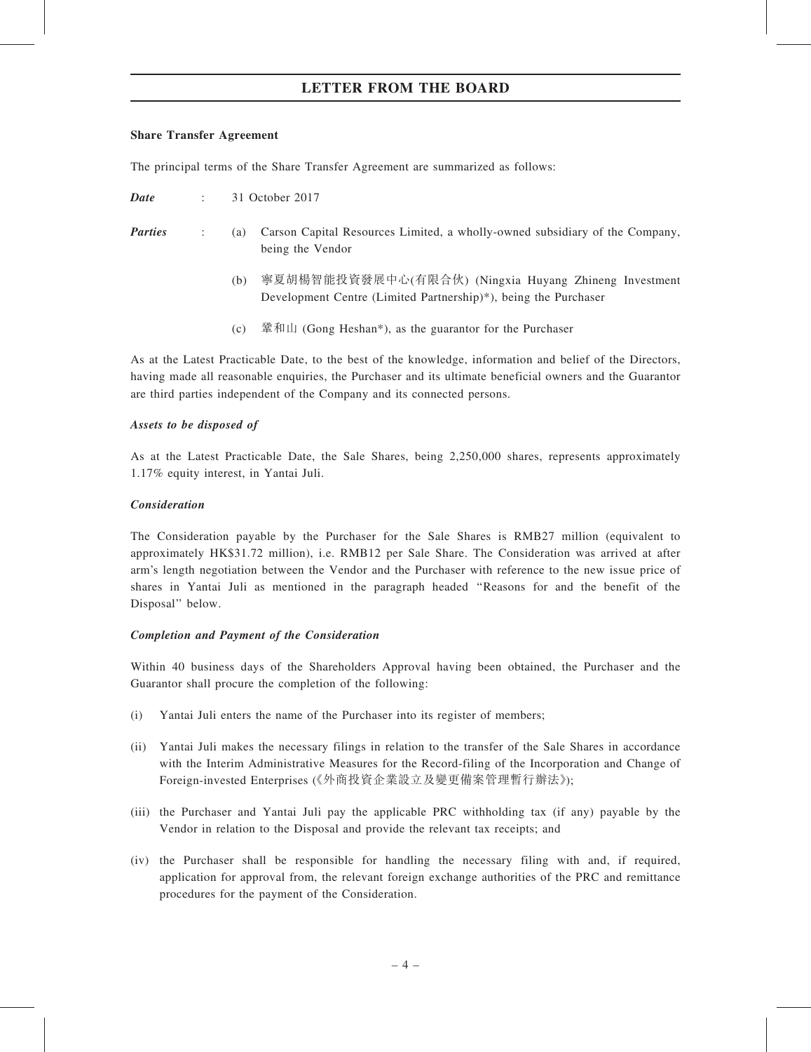## LETTER FROM THE BOARD

**Share Transfer Agreement**

The principal terms of the Share Transfer Agreement are summarized as follows:

***Date*** : 31 October 2017

***Parties*** :

(a) Carson Capital Resources Limited, a wholly-owned subsidiary of the Company, being the Vendor

(b) 寧夏胡楊智能投資發展中心(有限合伙) (Ningxia Huyang Zhineng Investment Development Centre (Limited Partnership)*), being the Purchaser

(c) 鞏和山 (Gong Heshan*), as the guarantor for the Purchaser

As at the Latest Practicable Date, to the best of the knowledge, information and belief of the Directors, having made all reasonable enquiries, the Purchaser and its ultimate beneficial owners and the Guarantor are third parties independent of the Company and its connected persons.

***Assets to be disposed of***

As at the Latest Practicable Date, the Sale Shares, being 2,250,000 shares, represents approximately 1.17% equity interest, in Yantai Juli.

***Consideration***

The Consideration payable by the Purchaser for the Sale Shares is RMB27 million (equivalent to approximately HK$31.72 million), i.e. RMB12 per Sale Share. The Consideration was arrived at after arm's length negotiation between the Vendor and the Purchaser with reference to the new issue price of shares in Yantai Juli as mentioned in the paragraph headed "Reasons for and the benefit of the Disposal" below.

***Completion and Payment of the Consideration***

Within 40 business days of the Shareholders Approval having been obtained, the Purchaser and the Guarantor shall procure the completion of the following:

(i) Yantai Juli enters the name of the Purchaser into its register of members;

(ii) Yantai Juli makes the necessary filings in relation to the transfer of the Sale Shares in accordance with the Interim Administrative Measures for the Record-filing of the Incorporation and Change of Foreign-invested Enterprises (《外商投資企業設立及變更備案管理暫行辦法》);

(iii) the Purchaser and Yantai Juli pay the applicable PRC withholding tax (if any) payable by the Vendor in relation to the Disposal and provide the relevant tax receipts; and

(iv) the Purchaser shall be responsible for handling the necessary filing with and, if required, application for approval from, the relevant foreign exchange authorities of the PRC and remittance procedures for the payment of the Consideration.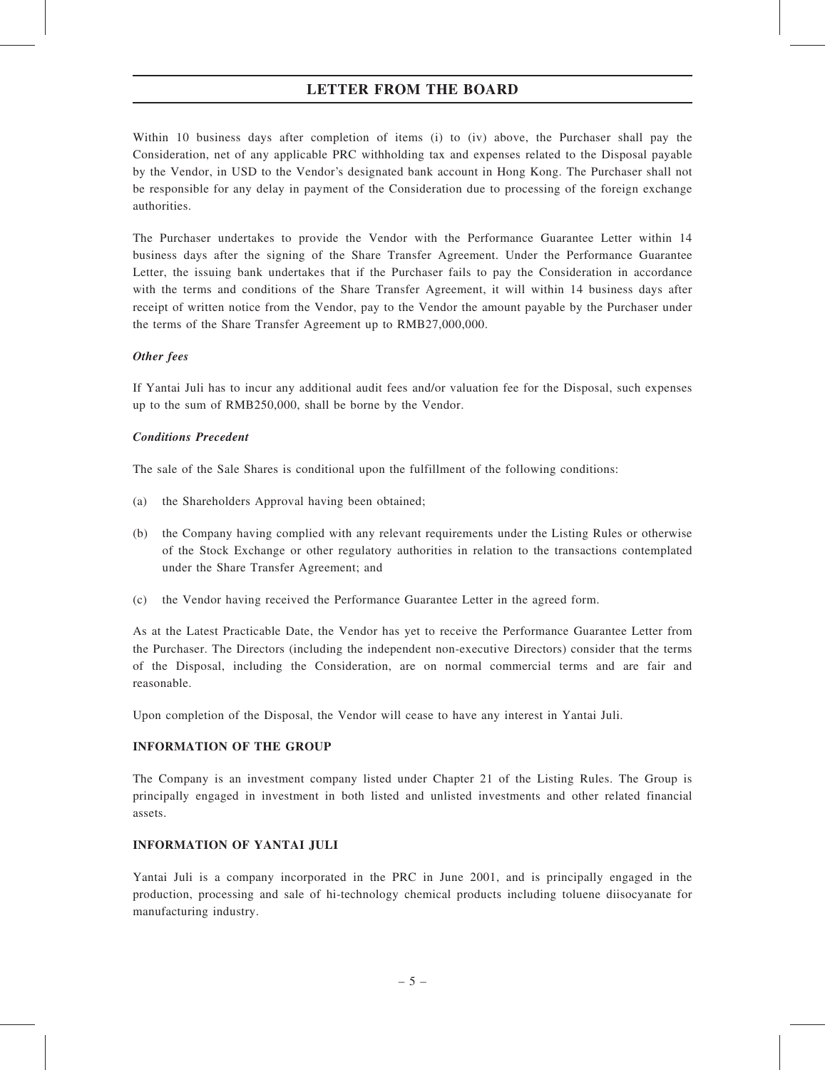Within 10 business days after completion of items (i) to (iv) above, the Purchaser shall pay the Consideration, net of any applicable PRC withholding tax and expenses related to the Disposal payable by the Vendor, in USD to the Vendor's designated bank account in Hong Kong. The Purchaser shall not be responsible for any delay in payment of the Consideration due to processing of the foreign exchange authorities.

The Purchaser undertakes to provide the Vendor with the Performance Guarantee Letter within 14 business days after the signing of the Share Transfer Agreement. Under the Performance Guarantee Letter, the issuing bank undertakes that if the Purchaser fails to pay the Consideration in accordance with the terms and conditions of the Share Transfer Agreement, it will within 14 business days after receipt of written notice from the Vendor, pay to the Vendor the amount payable by the Purchaser under the terms of the Share Transfer Agreement up to RMB27,000,000.

***Other fees***

If Yantai Juli has to incur any additional audit fees and/or valuation fee for the Disposal, such expenses up to the sum of RMB250,000, shall be borne by the Vendor.

***Conditions Precedent***

The sale of the Sale Shares is conditional upon the fulfillment of the following conditions:

(a) the Shareholders Approval having been obtained;

(b) the Company having complied with any relevant requirements under the Listing Rules or otherwise of the Stock Exchange or other regulatory authorities in relation to the transactions contemplated under the Share Transfer Agreement; and

(c) the Vendor having received the Performance Guarantee Letter in the agreed form.

As at the Latest Practicable Date, the Vendor has yet to receive the Performance Guarantee Letter from the Purchaser. The Directors (including the independent non-executive Directors) consider that the terms of the Disposal, including the Consideration, are on normal commercial terms and are fair and reasonable.

Upon completion of the Disposal, the Vendor will cease to have any interest in Yantai Juli.

## INFORMATION OF THE GROUP

The Company is an investment company listed under Chapter 21 of the Listing Rules. The Group is principally engaged in investment in both listed and unlisted investments and other related financial assets.

## INFORMATION OF YANTAI JULI

Yantai Juli is a company incorporated in the PRC in June 2001, and is principally engaged in the production, processing and sale of hi-technology chemical products including toluene diisocyanate for manufacturing industry.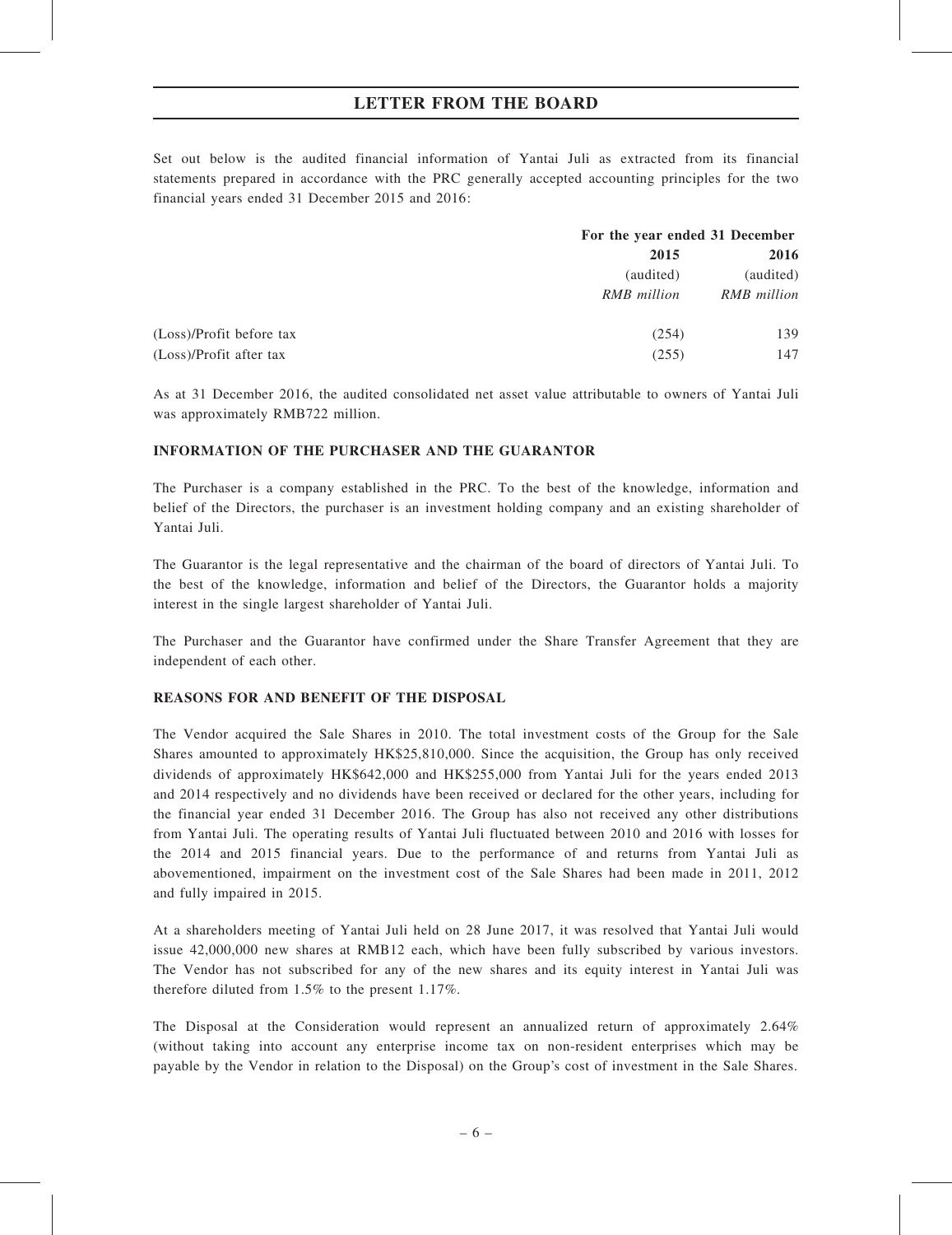## LETTER FROM THE BOARD

Set out below is the audited financial information of Yantai Juli as extracted from its financial statements prepared in accordance with the PRC generally accepted accounting principles for the two financial years ended 31 December 2015 and 2016:

| | For the year ended 31 December | |
|---|---|---|
| | **2015** | **2016** |
| | (audited) | (audited) |
| | *RMB million* | *RMB million* |
| (Loss)/Profit before tax | (254) | 139 |
| (Loss)/Profit after tax | (255) | 147 |

As at 31 December 2016, the audited consolidated net asset value attributable to owners of Yantai Juli was approximately RMB722 million.

**INFORMATION OF THE PURCHASER AND THE GUARANTOR**

The Purchaser is a company established in the PRC. To the best of the knowledge, information and belief of the Directors, the purchaser is an investment holding company and an existing shareholder of Yantai Juli.

The Guarantor is the legal representative and the chairman of the board of directors of Yantai Juli. To the best of the knowledge, information and belief of the Directors, the Guarantor holds a majority interest in the single largest shareholder of Yantai Juli.

The Purchaser and the Guarantor have confirmed under the Share Transfer Agreement that they are independent of each other.

**REASONS FOR AND BENEFIT OF THE DISPOSAL**

The Vendor acquired the Sale Shares in 2010. The total investment costs of the Group for the Sale Shares amounted to approximately HK$25,810,000. Since the acquisition, the Group has only received dividends of approximately HK$642,000 and HK$255,000 from Yantai Juli for the years ended 2013 and 2014 respectively and no dividends have been received or declared for the other years, including for the financial year ended 31 December 2016. The Group has also not received any other distributions from Yantai Juli. The operating results of Yantai Juli fluctuated between 2010 and 2016 with losses for the 2014 and 2015 financial years. Due to the performance of and returns from Yantai Juli as abovementioned, impairment on the investment cost of the Sale Shares had been made in 2011, 2012 and fully impaired in 2015.

At a shareholders meeting of Yantai Juli held on 28 June 2017, it was resolved that Yantai Juli would issue 42,000,000 new shares at RMB12 each, which have been fully subscribed by various investors. The Vendor has not subscribed for any of the new shares and its equity interest in Yantai Juli was therefore diluted from 1.5% to the present 1.17%.

The Disposal at the Consideration would represent an annualized return of approximately 2.64% (without taking into account any enterprise income tax on non-resident enterprises which may be payable by the Vendor in relation to the Disposal) on the Group's cost of investment in the Sale Shares.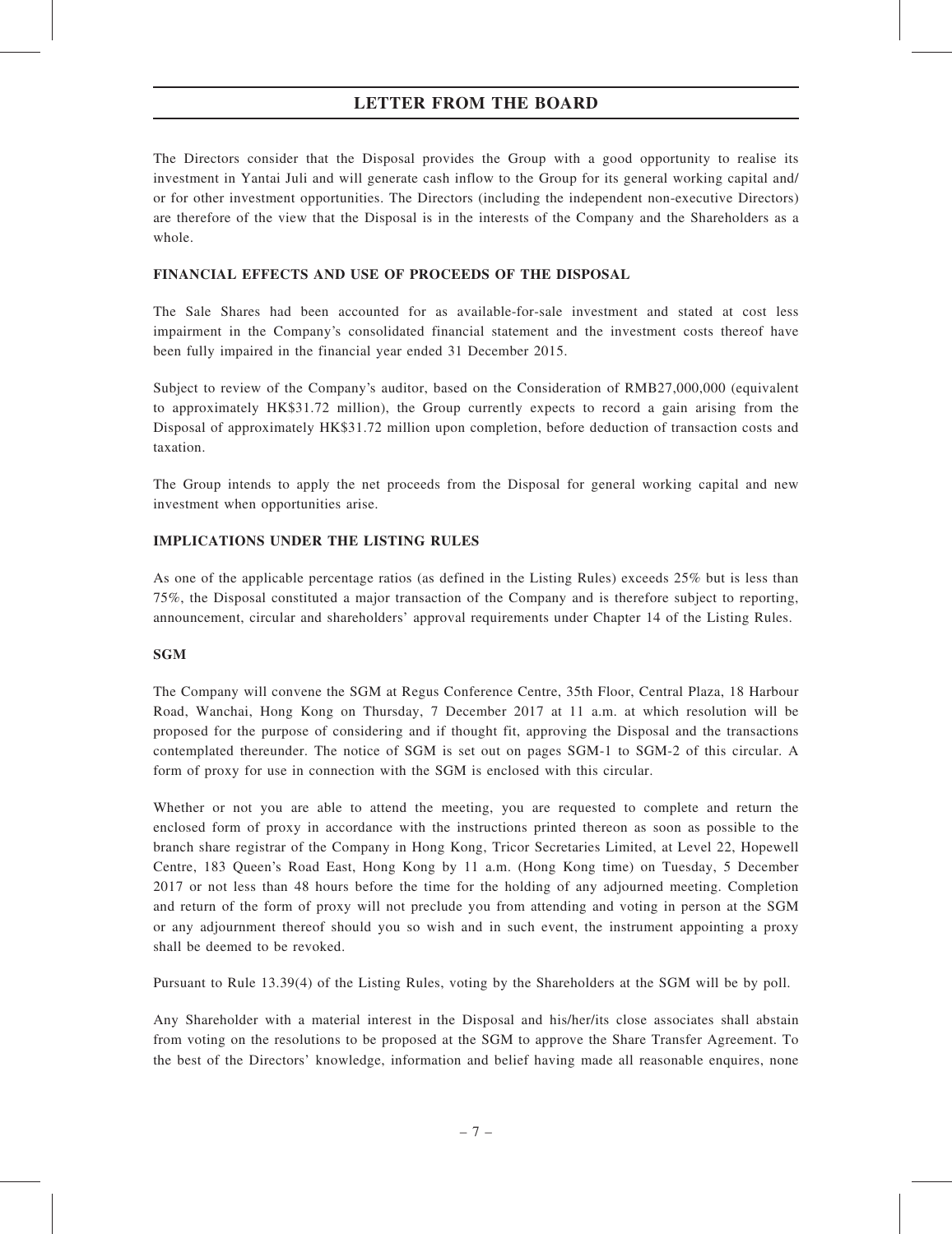The Directors consider that the Disposal provides the Group with a good opportunity to realise its investment in Yantai Juli and will generate cash inflow to the Group for its general working capital and/ or for other investment opportunities. The Directors (including the independent non-executive Directors) are therefore of the view that the Disposal is in the interests of the Company and the Shareholders as a whole.

**FINANCIAL EFFECTS AND USE OF PROCEEDS OF THE DISPOSAL**

The Sale Shares had been accounted for as available-for-sale investment and stated at cost less impairment in the Company's consolidated financial statement and the investment costs thereof have been fully impaired in the financial year ended 31 December 2015.

Subject to review of the Company's auditor, based on the Consideration of RMB27,000,000 (equivalent to approximately HK$31.72 million), the Group currently expects to record a gain arising from the Disposal of approximately HK$31.72 million upon completion, before deduction of transaction costs and taxation.

The Group intends to apply the net proceeds from the Disposal for general working capital and new investment when opportunities arise.

**IMPLICATIONS UNDER THE LISTING RULES**

As one of the applicable percentage ratios (as defined in the Listing Rules) exceeds 25% but is less than 75%, the Disposal constituted a major transaction of the Company and is therefore subject to reporting, announcement, circular and shareholders' approval requirements under Chapter 14 of the Listing Rules.

**SGM**

The Company will convene the SGM at Regus Conference Centre, 35th Floor, Central Plaza, 18 Harbour Road, Wanchai, Hong Kong on Thursday, 7 December 2017 at 11 a.m. at which resolution will be proposed for the purpose of considering and if thought fit, approving the Disposal and the transactions contemplated thereunder. The notice of SGM is set out on pages SGM-1 to SGM-2 of this circular. A form of proxy for use in connection with the SGM is enclosed with this circular.

Whether or not you are able to attend the meeting, you are requested to complete and return the enclosed form of proxy in accordance with the instructions printed thereon as soon as possible to the branch share registrar of the Company in Hong Kong, Tricor Secretaries Limited, at Level 22, Hopewell Centre, 183 Queen's Road East, Hong Kong by 11 a.m. (Hong Kong time) on Tuesday, 5 December 2017 or not less than 48 hours before the time for the holding of any adjourned meeting. Completion and return of the form of proxy will not preclude you from attending and voting in person at the SGM or any adjournment thereof should you so wish and in such event, the instrument appointing a proxy shall be deemed to be revoked.

Pursuant to Rule 13.39(4) of the Listing Rules, voting by the Shareholders at the SGM will be by poll.

Any Shareholder with a material interest in the Disposal and his/her/its close associates shall abstain from voting on the resolutions to be proposed at the SGM to approve the Share Transfer Agreement. To the best of the Directors' knowledge, information and belief having made all reasonable enquires, none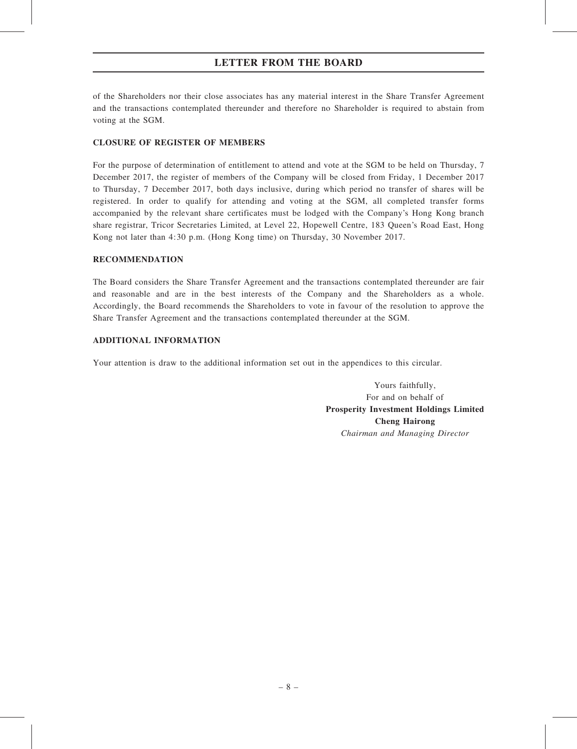of the Shareholders nor their close associates has any material interest in the Share Transfer Agreement and the transactions contemplated thereunder and therefore no Shareholder is required to abstain from voting at the SGM.

**CLOSURE OF REGISTER OF MEMBERS**

For the purpose of determination of entitlement to attend and vote at the SGM to be held on Thursday, 7 December 2017, the register of members of the Company will be closed from Friday, 1 December 2017 to Thursday, 7 December 2017, both days inclusive, during which period no transfer of shares will be registered. In order to qualify for attending and voting at the SGM, all completed transfer forms accompanied by the relevant share certificates must be lodged with the Company's Hong Kong branch share registrar, Tricor Secretaries Limited, at Level 22, Hopewell Centre, 183 Queen's Road East, Hong Kong not later than 4:30 p.m. (Hong Kong time) on Thursday, 30 November 2017.

**RECOMMENDATION**

The Board considers the Share Transfer Agreement and the transactions contemplated thereunder are fair and reasonable and are in the best interests of the Company and the Shareholders as a whole. Accordingly, the Board recommends the Shareholders to vote in favour of the resolution to approve the Share Transfer Agreement and the transactions contemplated thereunder at the SGM.

**ADDITIONAL INFORMATION**

Your attention is draw to the additional information set out in the appendices to this circular.

Yours faithfully,
For and on behalf of
**Prosperity Investment Holdings Limited**
**Cheng Hairong**
*Chairman and Managing Director*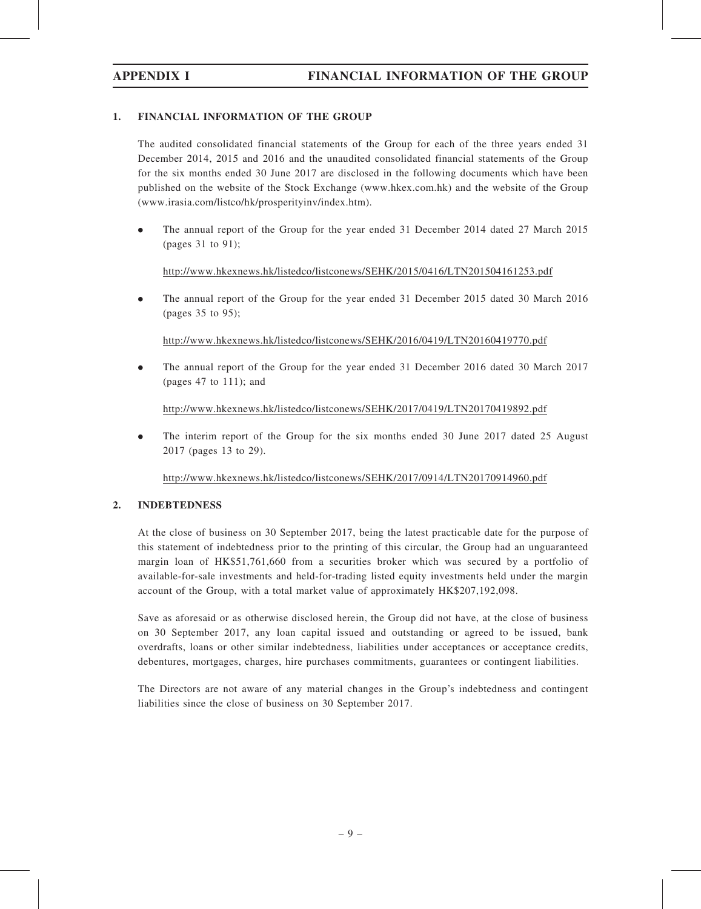## 1. FINANCIAL INFORMATION OF THE GROUP

The audited consolidated financial statements of the Group for each of the three years ended 31 December 2014, 2015 and 2016 and the unaudited consolidated financial statements of the Group for the six months ended 30 June 2017 are disclosed in the following documents which have been published on the website of the Stock Exchange (www.hkex.com.hk) and the website of the Group (www.irasia.com/listco/hk/prosperityinv/index.htm).

- The annual report of the Group for the year ended 31 December 2014 dated 27 March 2015 (pages 31 to 91);

  http://www.hkexnews.hk/listedco/listconews/SEHK/2015/0416/LTN201504161253.pdf

- The annual report of the Group for the year ended 31 December 2015 dated 30 March 2016 (pages 35 to 95);

  http://www.hkexnews.hk/listedco/listconews/SEHK/2016/0419/LTN20160419770.pdf

- The annual report of the Group for the year ended 31 December 2016 dated 30 March 2017 (pages 47 to 111); and

  http://www.hkexnews.hk/listedco/listconews/SEHK/2017/0419/LTN20170419892.pdf

- The interim report of the Group for the six months ended 30 June 2017 dated 25 August 2017 (pages 13 to 29).

  http://www.hkexnews.hk/listedco/listconews/SEHK/2017/0914/LTN20170914960.pdf

## 2. INDEBTEDNESS

At the close of business on 30 September 2017, being the latest practicable date for the purpose of this statement of indebtedness prior to the printing of this circular, the Group had an unguaranteed margin loan of HK$51,761,660 from a securities broker which was secured by a portfolio of available-for-sale investments and held-for-trading listed equity investments held under the margin account of the Group, with a total market value of approximately HK$207,192,098.

Save as aforesaid or as otherwise disclosed herein, the Group did not have, at the close of business on 30 September 2017, any loan capital issued and outstanding or agreed to be issued, bank overdrafts, loans or other similar indebtedness, liabilities under acceptances or acceptance credits, debentures, mortgages, charges, hire purchases commitments, guarantees or contingent liabilities.

The Directors are not aware of any material changes in the Group's indebtedness and contingent liabilities since the close of business on 30 September 2017.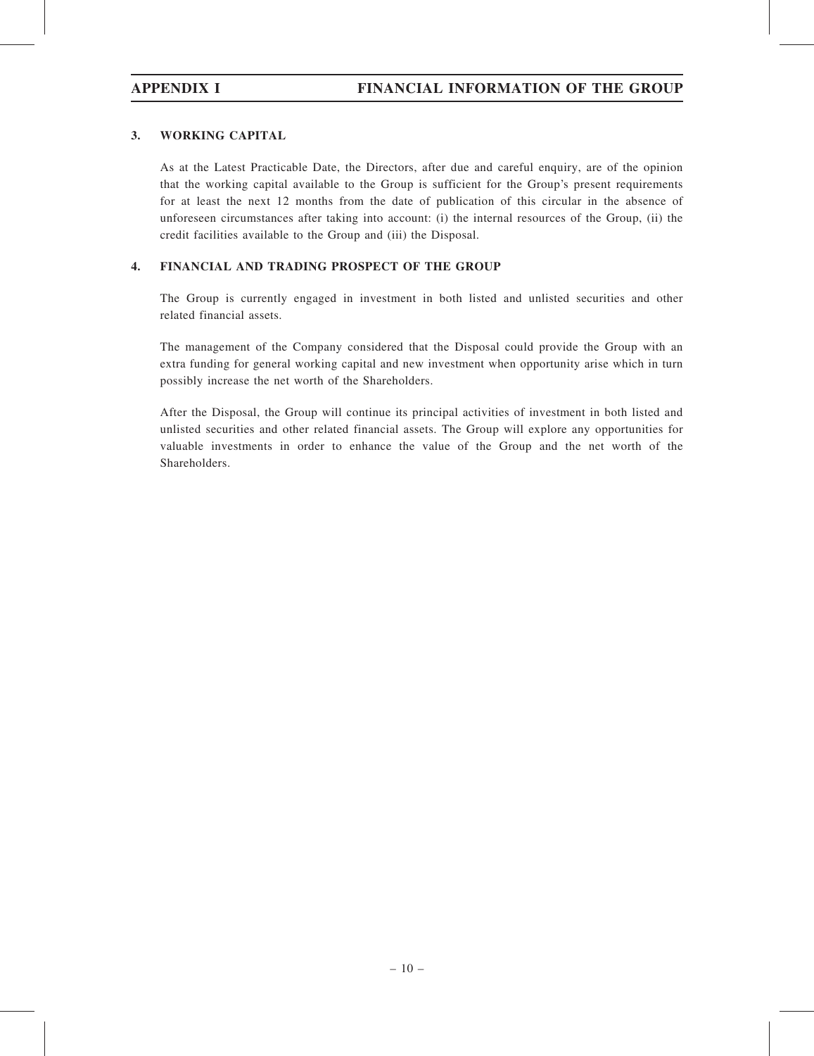### 3. WORKING CAPITAL

As at the Latest Practicable Date, the Directors, after due and careful enquiry, are of the opinion that the working capital available to the Group is sufficient for the Group's present requirements for at least the next 12 months from the date of publication of this circular in the absence of unforeseen circumstances after taking into account: (i) the internal resources of the Group, (ii) the credit facilities available to the Group and (iii) the Disposal.

### 4. FINANCIAL AND TRADING PROSPECT OF THE GROUP

The Group is currently engaged in investment in both listed and unlisted securities and other related financial assets.

The management of the Company considered that the Disposal could provide the Group with an extra funding for general working capital and new investment when opportunity arise which in turn possibly increase the net worth of the Shareholders.

After the Disposal, the Group will continue its principal activities of investment in both listed and unlisted securities and other related financial assets. The Group will explore any opportunities for valuable investments in order to enhance the value of the Group and the net worth of the Shareholders.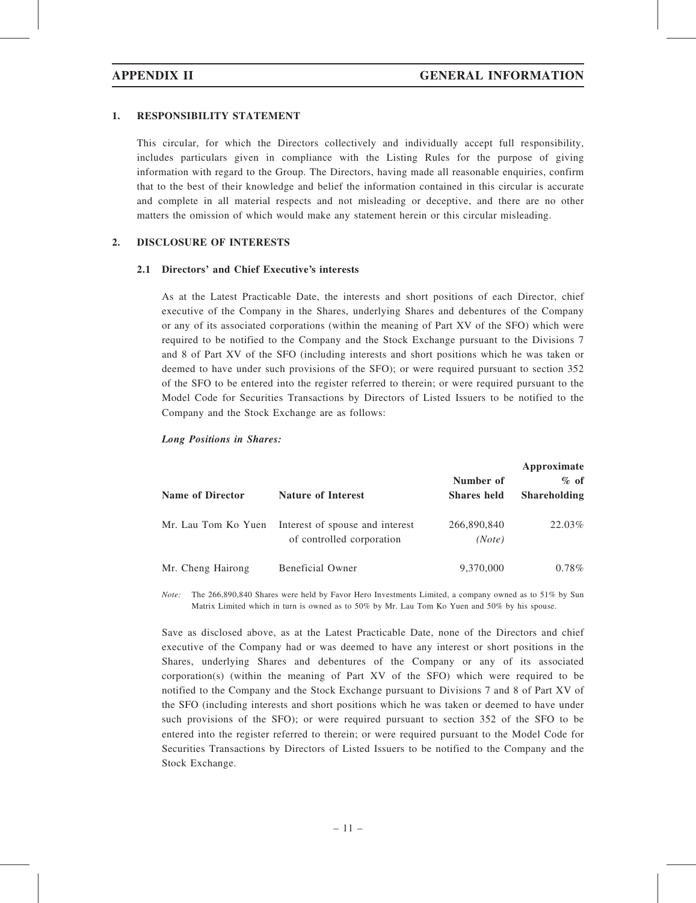## APPENDIX II GENERAL INFORMATION

### 1. RESPONSIBILITY STATEMENT

This circular, for which the Directors collectively and individually accept full responsibility, includes particulars given in compliance with the Listing Rules for the purpose of giving information with regard to the Group. The Directors, having made all reasonable enquiries, confirm that to the best of their knowledge and belief the information contained in this circular is accurate and complete in all material respects and not misleading or deceptive, and there are no other matters the omission of which would make any statement herein or this circular misleading.

### 2. DISCLOSURE OF INTERESTS

#### 2.1 Directors' and Chief Executive's interests

As at the Latest Practicable Date, the interests and short positions of each Director, chief executive of the Company in the Shares, underlying Shares and debentures of the Company or any of its associated corporations (within the meaning of Part XV of the SFO) which were required to be notified to the Company and the Stock Exchange pursuant to the Divisions 7 and 8 of Part XV of the SFO (including interests and short positions which he was taken or deemed to have under such provisions of the SFO); or were required pursuant to section 352 of the SFO to be entered into the register referred to therein; or were required pursuant to the Model Code for Securities Transactions by Directors of Listed Issuers to be notified to the Company and the Stock Exchange are as follows:

***Long Positions in Shares:***

| Name of Director | Nature of Interest | Number of Shares held | Approximate % of Shareholding |
|---|---|---|---|
| Mr. Lau Tom Ko Yuen | Interest of spouse and interest of controlled corporation | 266,890,840 *(Note)* | 22.03% |
| Mr. Cheng Hairong | Beneficial Owner | 9,370,000 | 0.78% |

*Note:* The 266,890,840 Shares were held by Favor Hero Investments Limited, a company owned as to 51% by Sun Matrix Limited which in turn is owned as to 50% by Mr. Lau Tom Ko Yuen and 50% by his spouse.

Save as disclosed above, as at the Latest Practicable Date, none of the Directors and chief executive of the Company had or was deemed to have any interest or short positions in the Shares, underlying Shares and debentures of the Company or any of its associated corporation(s) (within the meaning of Part XV of the SFO) which were required to be notified to the Company and the Stock Exchange pursuant to Divisions 7 and 8 of Part XV of the SFO (including interests and short positions which he was taken or deemed to have under such provisions of the SFO); or were required pursuant to section 352 of the SFO to be entered into the register referred to therein; or were required pursuant to the Model Code for Securities Transactions by Directors of Listed Issuers to be notified to the Company and the Stock Exchange.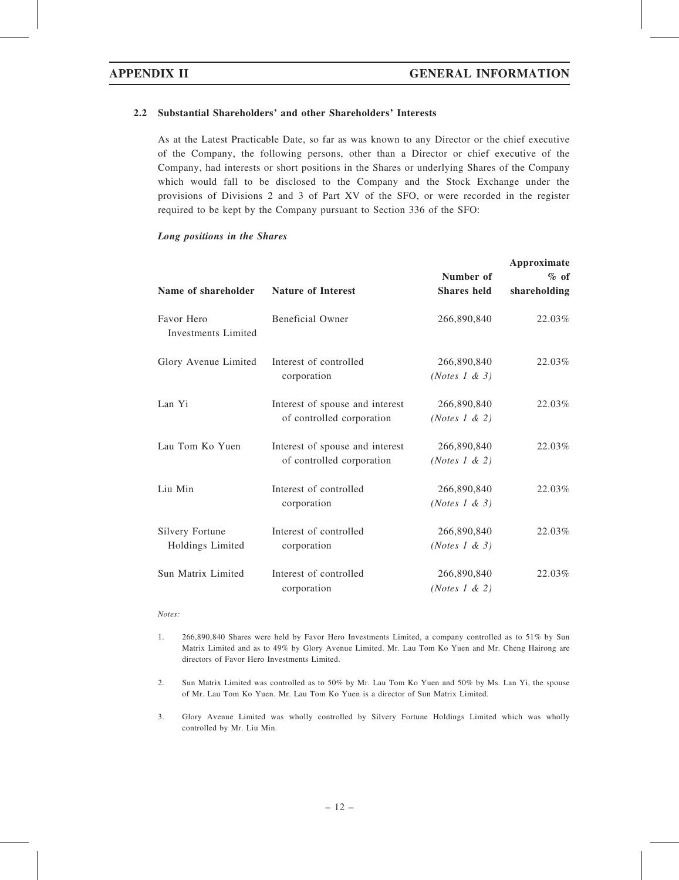### 2.2 Substantial Shareholders' and other Shareholders' Interests

As at the Latest Practicable Date, so far as was known to any Director or the chief executive of the Company, the following persons, other than a Director or chief executive of the Company, had interests or short positions in the Shares or underlying Shares of the Company which would fall to be disclosed to the Company and the Stock Exchange under the provisions of Divisions 2 and 3 of Part XV of the SFO, or were recorded in the register required to be kept by the Company pursuant to Section 336 of the SFO:

***Long positions in the Shares***

| Name of shareholder | Nature of Interest | Number of Shares held | Approximate % of shareholding |
|---|---|---|---|
| Favor Hero Investments Limited | Beneficial Owner | 266,890,840 | 22.03% |
| Glory Avenue Limited | Interest of controlled corporation | 266,890,840 *(Notes 1 & 3)* | 22.03% |
| Lan Yi | Interest of spouse and interest of controlled corporation | 266,890,840 *(Notes 1 & 2)* | 22.03% |
| Lau Tom Ko Yuen | Interest of spouse and interest of controlled corporation | 266,890,840 *(Notes 1 & 2)* | 22.03% |
| Liu Min | Interest of controlled corporation | 266,890,840 *(Notes 1 & 3)* | 22.03% |
| Silvery Fortune Holdings Limited | Interest of controlled corporation | 266,890,840 *(Notes 1 & 3)* | 22.03% |
| Sun Matrix Limited | Interest of controlled corporation | 266,890,840 *(Notes 1 & 2)* | 22.03% |

*Notes:*

1. 266,890,840 Shares were held by Favor Hero Investments Limited, a company controlled as to 51% by Sun Matrix Limited and as to 49% by Glory Avenue Limited. Mr. Lau Tom Ko Yuen and Mr. Cheng Hairong are directors of Favor Hero Investments Limited.

2. Sun Matrix Limited was controlled as to 50% by Mr. Lau Tom Ko Yuen and 50% by Ms. Lan Yi, the spouse of Mr. Lau Tom Ko Yuen. Mr. Lau Tom Ko Yuen is a director of Sun Matrix Limited.

3. Glory Avenue Limited was wholly controlled by Silvery Fortune Holdings Limited which was wholly controlled by Mr. Liu Min.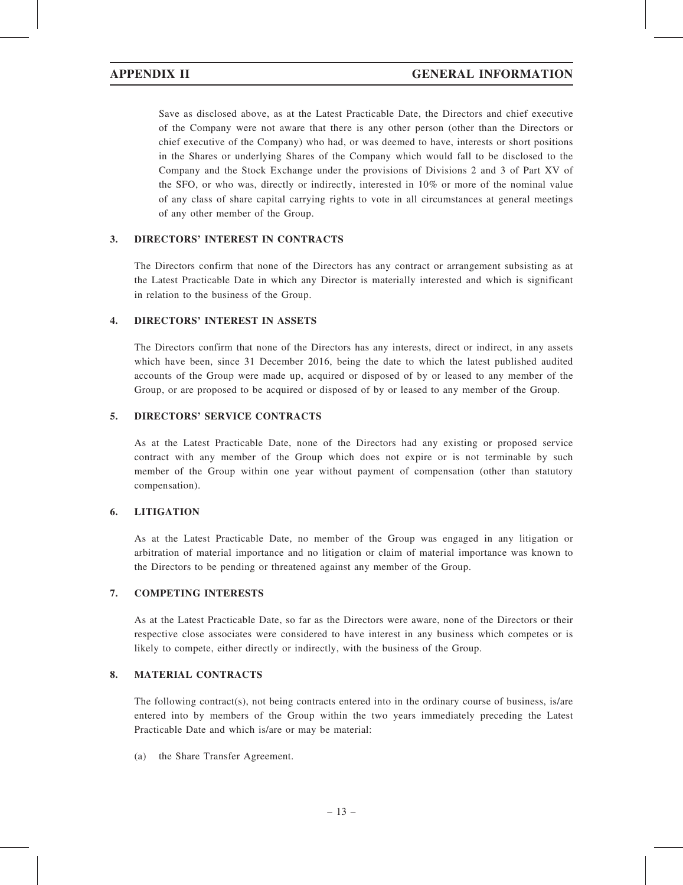Save as disclosed above, as at the Latest Practicable Date, the Directors and chief executive of the Company were not aware that there is any other person (other than the Directors or chief executive of the Company) who had, or was deemed to have, interests or short positions in the Shares or underlying Shares of the Company which would fall to be disclosed to the Company and the Stock Exchange under the provisions of Divisions 2 and 3 of Part XV of the SFO, or who was, directly or indirectly, interested in 10% or more of the nominal value of any class of share capital carrying rights to vote in all circumstances at general meetings of any other member of the Group.

## 3. DIRECTORS' INTEREST IN CONTRACTS

The Directors confirm that none of the Directors has any contract or arrangement subsisting as at the Latest Practicable Date in which any Director is materially interested and which is significant in relation to the business of the Group.

## 4. DIRECTORS' INTEREST IN ASSETS

The Directors confirm that none of the Directors has any interests, direct or indirect, in any assets which have been, since 31 December 2016, being the date to which the latest published audited accounts of the Group were made up, acquired or disposed of by or leased to any member of the Group, or are proposed to be acquired or disposed of by or leased to any member of the Group.

## 5. DIRECTORS' SERVICE CONTRACTS

As at the Latest Practicable Date, none of the Directors had any existing or proposed service contract with any member of the Group which does not expire or is not terminable by such member of the Group within one year without payment of compensation (other than statutory compensation).

## 6. LITIGATION

As at the Latest Practicable Date, no member of the Group was engaged in any litigation or arbitration of material importance and no litigation or claim of material importance was known to the Directors to be pending or threatened against any member of the Group.

## 7. COMPETING INTERESTS

As at the Latest Practicable Date, so far as the Directors were aware, none of the Directors or their respective close associates were considered to have interest in any business which competes or is likely to compete, either directly or indirectly, with the business of the Group.

## 8. MATERIAL CONTRACTS

The following contract(s), not being contracts entered into in the ordinary course of business, is/are entered into by members of the Group within the two years immediately preceding the Latest Practicable Date and which is/are or may be material:

(a) the Share Transfer Agreement.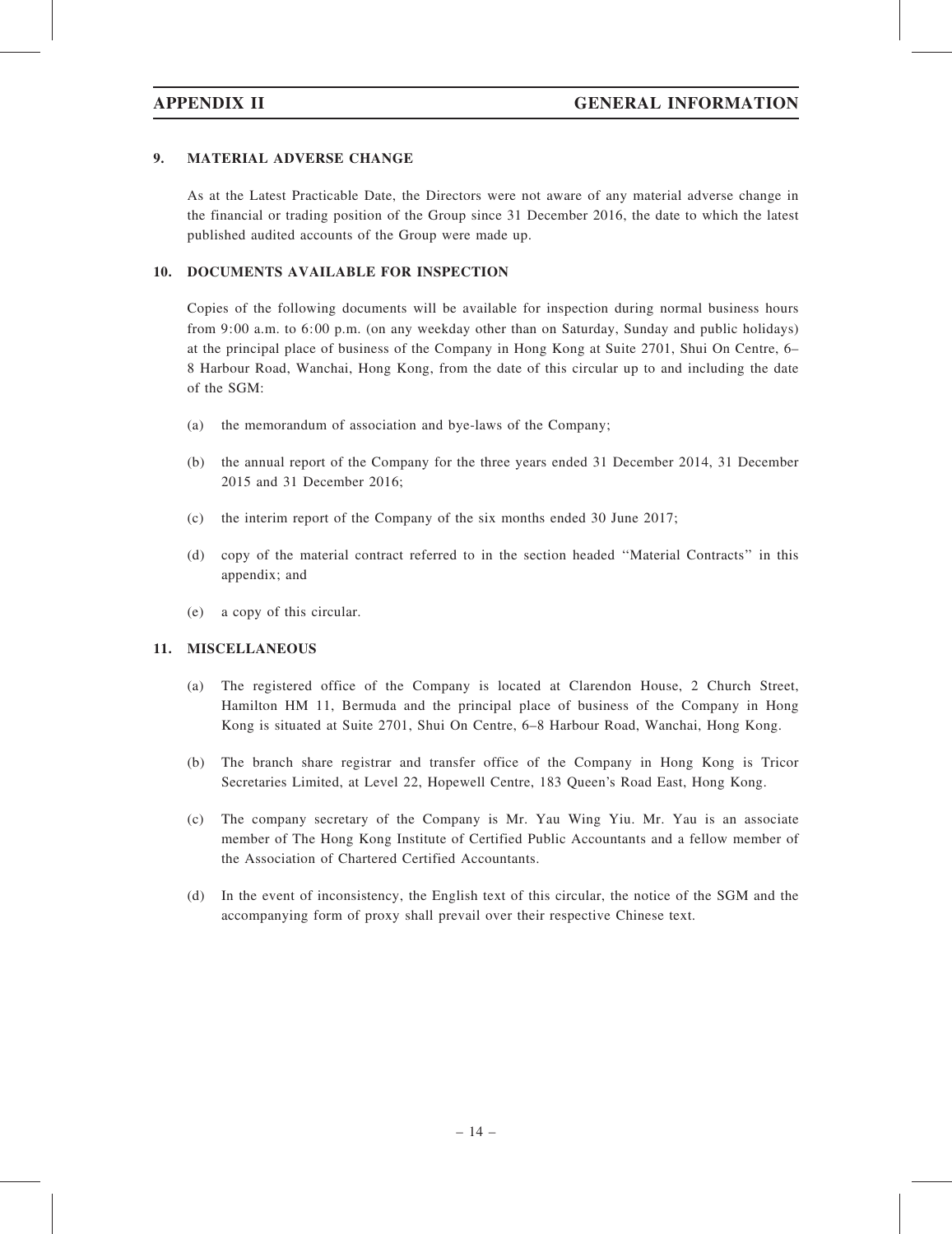## 9. MATERIAL ADVERSE CHANGE

As at the Latest Practicable Date, the Directors were not aware of any material adverse change in the financial or trading position of the Group since 31 December 2016, the date to which the latest published audited accounts of the Group were made up.

## 10. DOCUMENTS AVAILABLE FOR INSPECTION

Copies of the following documents will be available for inspection during normal business hours from 9:00 a.m. to 6:00 p.m. (on any weekday other than on Saturday, Sunday and public holidays) at the principal place of business of the Company in Hong Kong at Suite 2701, Shui On Centre, 6–8 Harbour Road, Wanchai, Hong Kong, from the date of this circular up to and including the date of the SGM:

(a) the memorandum of association and bye-laws of the Company;

(b) the annual report of the Company for the three years ended 31 December 2014, 31 December 2015 and 31 December 2016;

(c) the interim report of the Company of the six months ended 30 June 2017;

(d) copy of the material contract referred to in the section headed "Material Contracts" in this appendix; and

(e) a copy of this circular.

## 11. MISCELLANEOUS

(a) The registered office of the Company is located at Clarendon House, 2 Church Street, Hamilton HM 11, Bermuda and the principal place of business of the Company in Hong Kong is situated at Suite 2701, Shui On Centre, 6–8 Harbour Road, Wanchai, Hong Kong.

(b) The branch share registrar and transfer office of the Company in Hong Kong is Tricor Secretaries Limited, at Level 22, Hopewell Centre, 183 Queen's Road East, Hong Kong.

(c) The company secretary of the Company is Mr. Yau Wing Yiu. Mr. Yau is an associate member of The Hong Kong Institute of Certified Public Accountants and a fellow member of the Association of Chartered Certified Accountants.

(d) In the event of inconsistency, the English text of this circular, the notice of the SGM and the accompanying form of proxy shall prevail over their respective Chinese text.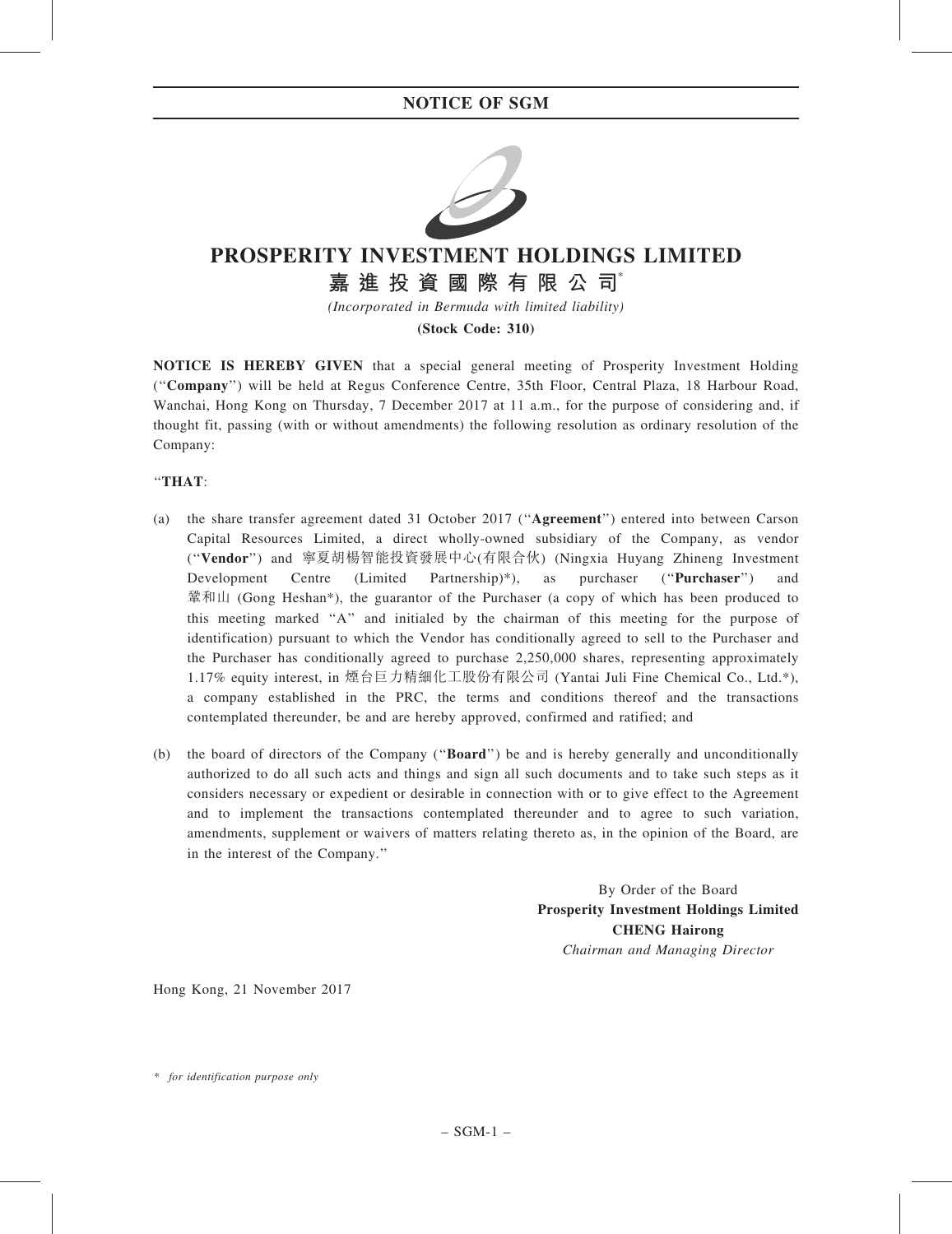# NOTICE OF SGM

# PROSPERITY INVESTMENT HOLDINGS LIMITED

## 嘉 進 投 資 國 際 有 限 公 司*

*(Incorporated in Bermuda with limited liability)*

**(Stock Code: 310)**

**NOTICE IS HEREBY GIVEN** that a special general meeting of Prosperity Investment Holding ("**Company**") will be held at Regus Conference Centre, 35th Floor, Central Plaza, 18 Harbour Road, Wanchai, Hong Kong on Thursday, 7 December 2017 at 11 a.m., for the purpose of considering and, if thought fit, passing (with or without amendments) the following resolution as ordinary resolution of the Company:

"**THAT**:

(a) the share transfer agreement dated 31 October 2017 ("**Agreement**") entered into between Carson Capital Resources Limited, a direct wholly-owned subsidiary of the Company, as vendor ("**Vendor**") and 寧夏胡楊智能投資發展中心(有限合伙) (Ningxia Huyang Zhineng Investment Development Centre (Limited Partnership)*), as purchaser ("**Purchaser**") and 鞏和山 (Gong Heshan*), the guarantor of the Purchaser (a copy of which has been produced to this meeting marked "A" and initialed by the chairman of this meeting for the purpose of identification) pursuant to which the Vendor has conditionally agreed to sell to the Purchaser and the Purchaser has conditionally agreed to purchase 2,250,000 shares, representing approximately 1.17% equity interest, in 煙台巨力精細化工股份有限公司 (Yantai Juli Fine Chemical Co., Ltd.*), a company established in the PRC, the terms and conditions thereof and the transactions contemplated thereunder, be and are hereby approved, confirmed and ratified; and

(b) the board of directors of the Company ("**Board**") be and is hereby generally and unconditionally authorized to do all such acts and things and sign all such documents and to take such steps as it considers necessary or expedient or desirable in connection with or to give effect to the Agreement and to implement the transactions contemplated thereunder and to agree to such variation, amendments, supplement or waivers of matters relating thereto as, in the opinion of the Board, are in the interest of the Company."

By Order of the Board
**Prosperity Investment Holdings Limited**
**CHENG Hairong**
*Chairman and Managing Director*

Hong Kong, 21 November 2017

\* *for identification purpose only*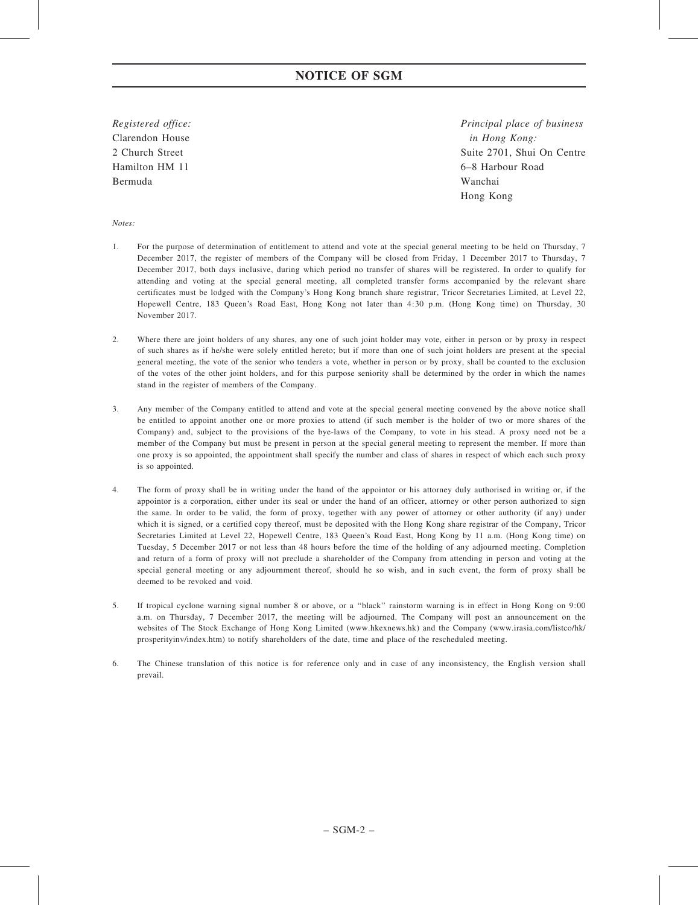# NOTICE OF SGM

*Registered office:*
Clarendon House
2 Church Street
Hamilton HM 11
Bermuda

*Principal place of business in Hong Kong:*
Suite 2701, Shui On Centre
6–8 Harbour Road
Wanchai
Hong Kong

*Notes:*

1. For the purpose of determination of entitlement to attend and vote at the special general meeting to be held on Thursday, 7 December 2017, the register of members of the Company will be closed from Friday, 1 December 2017 to Thursday, 7 December 2017, both days inclusive, during which period no transfer of shares will be registered. In order to qualify for attending and voting at the special general meeting, all completed transfer forms accompanied by the relevant share certificates must be lodged with the Company's Hong Kong branch share registrar, Tricor Secretaries Limited, at Level 22, Hopewell Centre, 183 Queen's Road East, Hong Kong not later than 4:30 p.m. (Hong Kong time) on Thursday, 30 November 2017.

2. Where there are joint holders of any shares, any one of such joint holder may vote, either in person or by proxy in respect of such shares as if he/she were solely entitled hereto; but if more than one of such joint holders are present at the special general meeting, the vote of the senior who tenders a vote, whether in person or by proxy, shall be counted to the exclusion of the votes of the other joint holders, and for this purpose seniority shall be determined by the order in which the names stand in the register of members of the Company.

3. Any member of the Company entitled to attend and vote at the special general meeting convened by the above notice shall be entitled to appoint another one or more proxies to attend (if such member is the holder of two or more shares of the Company) and, subject to the provisions of the bye-laws of the Company, to vote in his stead. A proxy need not be a member of the Company but must be present in person at the special general meeting to represent the member. If more than one proxy is so appointed, the appointment shall specify the number and class of shares in respect of which each such proxy is so appointed.

4. The form of proxy shall be in writing under the hand of the appointor or his attorney duly authorised in writing or, if the appointor is a corporation, either under its seal or under the hand of an officer, attorney or other person authorized to sign the same. In order to be valid, the form of proxy, together with any power of attorney or other authority (if any) under which it is signed, or a certified copy thereof, must be deposited with the Hong Kong share registrar of the Company, Tricor Secretaries Limited at Level 22, Hopewell Centre, 183 Queen's Road East, Hong Kong by 11 a.m. (Hong Kong time) on Tuesday, 5 December 2017 or not less than 48 hours before the time of the holding of any adjourned meeting. Completion and return of a form of proxy will not preclude a shareholder of the Company from attending in person and voting at the special general meeting or any adjournment thereof, should he so wish, and in such event, the form of proxy shall be deemed to be revoked and void.

5. If tropical cyclone warning signal number 8 or above, or a "black" rainstorm warning is in effect in Hong Kong on 9:00 a.m. on Thursday, 7 December 2017, the meeting will be adjourned. The Company will post an announcement on the websites of The Stock Exchange of Hong Kong Limited (www.hkexnews.hk) and the Company (www.irasia.com/listco/hk/prosperityinv/index.htm) to notify shareholders of the date, time and place of the rescheduled meeting.

6. The Chinese translation of this notice is for reference only and in case of any inconsistency, the English version shall prevail.